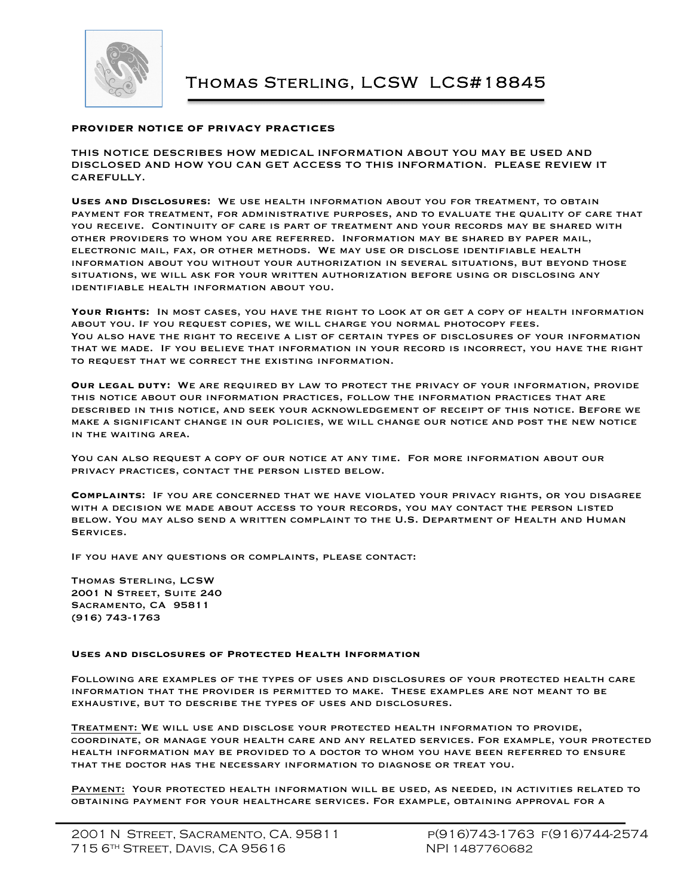# Thomas Sterling, LCSW LCS#18845

**PROVIDER NOTICE OF PRIVACY PRACTICES**

**THIS NOTICE DESCRIBES HOW MEDICAL INFORMATION ABOUT YOU MAY BE USED AND DISCLOSED AND HOW YOU CAN GET ACCESS TO THIS INFORMATION. PLEASE REVIEW IT CAREFULLY.**

**Uses and Disclosures:** We use health information about you for treatment, to obtain payment for treatment, for administrative purposes, and to evaluate the quality of care that you receive. Continuity of care is part of treatment and your records may be shared with other providers to whom you are referred. Information may be shared by paper mail, electronic mail, fax, or other methods. We may use or disclose identifiable health information about you without your authorization in several situations, but beyond those situations, we will ask for your written authorization before using or disclosing any identifiable health information about you.

**Your Rights:** In most cases, you have the right to look at or get a copy of health information about you. If you request copies, we will charge you normal photocopy fees.
You also have the right to receive a list of certain types of disclosures of your information that we made. If you believe that information in your record is incorrect, you have the right to request that we correct the existing information.

**Our legal duty:** We are required by law to protect the privacy of your information, provide this notice about our information practices, follow the information practices that are described in this notice, and seek your acknowledgement of receipt of this notice. Before we make a significant change in our policies, we will change our notice and post the new notice in the waiting area.

You can also request a copy of our notice at any time. For more information about our privacy practices, contact the person listed below.

**Complaints:** If you are concerned that we have violated your privacy rights, or you disagree with a decision we made about access to your records, you may contact the person listed below. You may also send a written complaint to the U.S. Department of Health and Human Services.

If you have any questions or complaints, please contact:

Thomas Sterling, LCSW
2001 N Street, Suite 240
Sacramento, CA 95811
(916) 743-1763

**Uses and disclosures of Protected Health Information**

Following are examples of the types of uses and disclosures of your protected health care information that the provider is permitted to make. These examples are not meant to be exhaustive, but to describe the types of uses and disclosures.

<u>Treatment:</u> We will use and disclose your protected health information to provide, coordinate, or manage your health care and any related services. For example, your protected health information may be provided to a doctor to whom you have been referred to ensure that the doctor has the necessary information to diagnose or treat you.

<u>Payment:</u> Your protected health information will be used, as needed, in activities related to obtaining payment for your healthcare services. For example, obtaining approval for a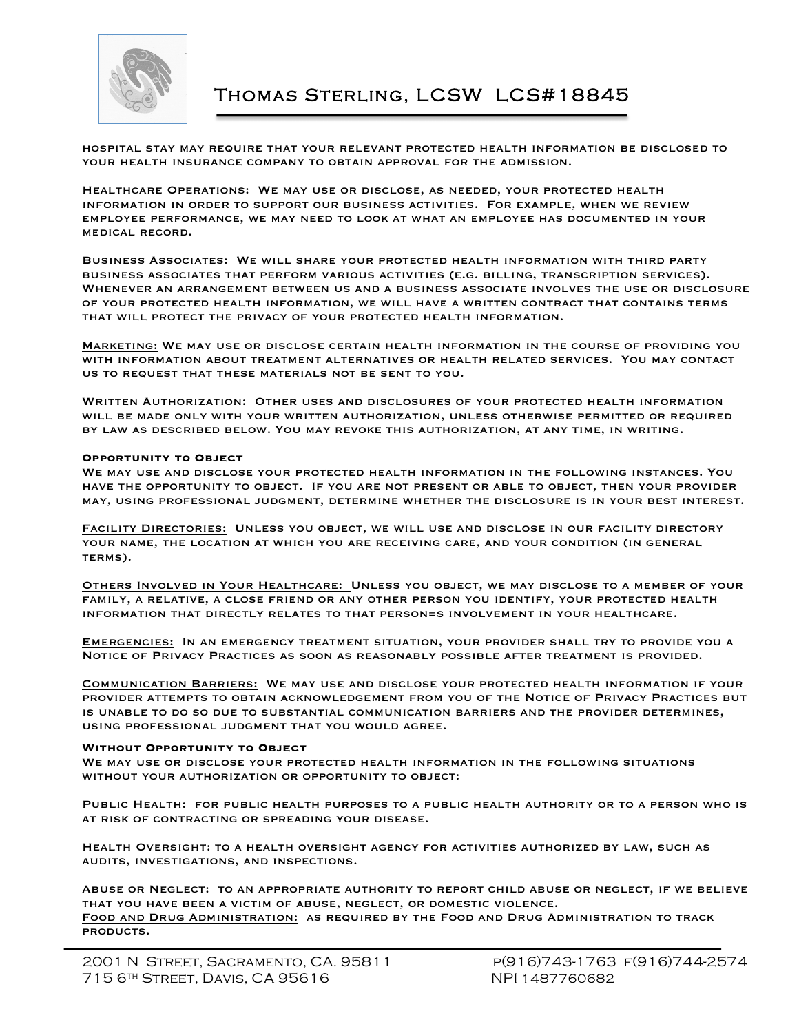hospital stay may require that your relevant protected health information be disclosed to your health insurance company to obtain approval for the admission.

Healthcare Operations: We may use or disclose, as needed, your protected health information in order to support our business activities. For example, when we review employee performance, we may need to look at what an employee has documented in your medical record.

Business Associates: We will share your protected health information with third party business associates that perform various activities (e.g. billing, transcription services). Whenever an arrangement between us and a business associate involves the use or disclosure of your protected health information, we will have a written contract that contains terms that will protect the privacy of your protected health information.

Marketing: We may use or disclose certain health information in the course of providing you with information about treatment alternatives or health related services. You may contact us to request that these materials not be sent to you.

Written Authorization: Other uses and disclosures of your protected health information will be made only with your written authorization, unless otherwise permitted or required by law as described below. You may revoke this authorization, at any time, in writing.

**Opportunity to Object**

We may use and disclose your protected health information in the following instances. You have the opportunity to object. If you are not present or able to object, then your provider may, using professional judgment, determine whether the disclosure is in your best interest.

Facility Directories: Unless you object, we will use and disclose in our facility directory your name, the location at which you are receiving care, and your condition (in general terms).

Others Involved in Your Healthcare: Unless you object, we may disclose to a member of your family, a relative, a close friend or any other person you identify, your protected health information that directly relates to that person=s involvement in your healthcare.

Emergencies: In an emergency treatment situation, your provider shall try to provide you a Notice of Privacy Practices as soon as reasonably possible after treatment is provided.

Communication Barriers: We may use and disclose your protected health information if your provider attempts to obtain acknowledgement from you of the Notice of Privacy Practices but is unable to do so due to substantial communication barriers and the provider determines, using professional judgment that you would agree.

**Without Opportunity to Object**

We may use or disclose your protected health information in the following situations without your authorization or opportunity to object:

Public Health: for public health purposes to a public health authority or to a person who is at risk of contracting or spreading your disease.

Health Oversight: to a health oversight agency for activities authorized by law, such as audits, investigations, and inspections.

Abuse or Neglect: to an appropriate authority to report child abuse or neglect, if we believe that you have been a victim of abuse, neglect, or domestic violence.

Food and Drug Administration: as required by the Food and Drug Administration to track products.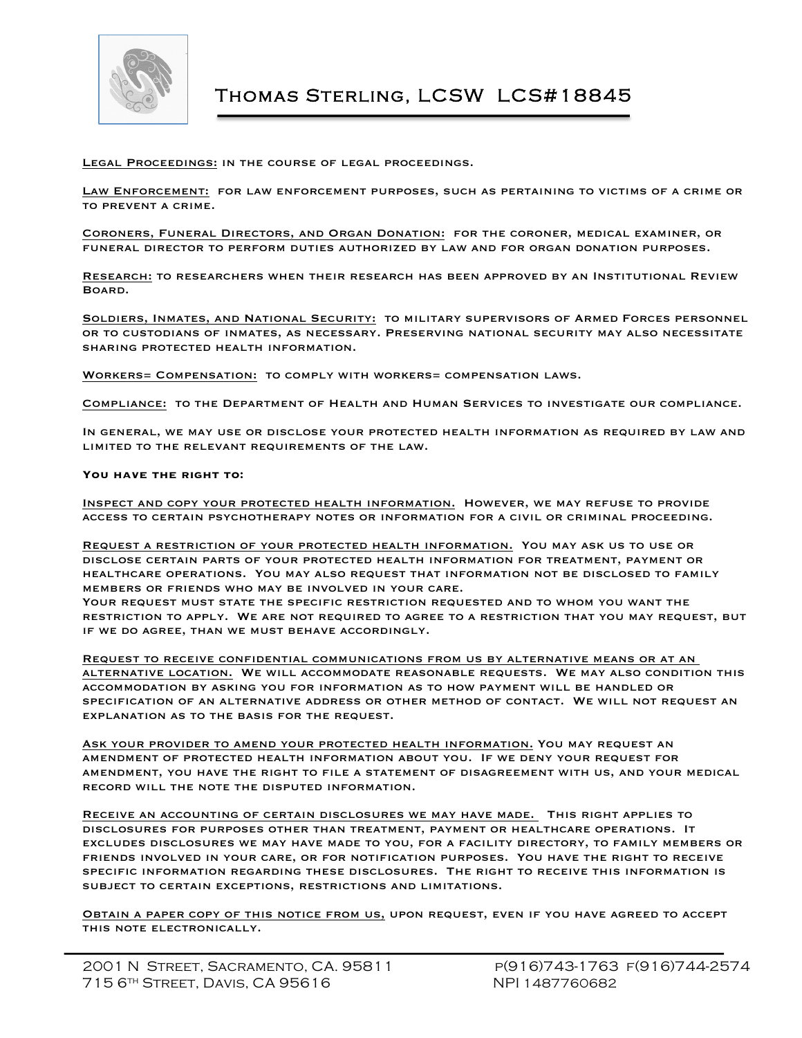Legal Proceedings: in the course of legal proceedings.

Law Enforcement: for law enforcement purposes, such as pertaining to victims of a crime or to prevent a crime.

Coroners, Funeral Directors, and Organ Donation: for the coroner, medical examiner, or funeral director to perform duties authorized by law and for organ donation purposes.

Research: to researchers when their research has been approved by an Institutional Review Board.

Soldiers, Inmates, and National Security: to military supervisors of Armed Forces personnel or to custodians of inmates, as necessary. Preserving national security may also necessitate sharing protected health information.

Workers= Compensation: to comply with workers= compensation laws.

Compliance: to the Department of Health and Human Services to investigate our compliance.

In general, we may use or disclose your protected health information as required by law and limited to the relevant requirements of the law.

**You have the right to:**

Inspect and copy your protected health information. However, we may refuse to provide access to certain psychotherapy notes or information for a civil or criminal proceeding.

Request a restriction of your protected health information. You may ask us to use or disclose certain parts of your protected health information for treatment, payment or healthcare operations. You may also request that information not be disclosed to family members or friends who may be involved in your care.
Your request must state the specific restriction requested and to whom you want the restriction to apply. We are not required to agree to a restriction that you may request, but if we do agree, than we must behave accordingly.

Request to receive confidential communications from us by alternative means or at an alternative location. We will accommodate reasonable requests. We may also condition this accommodation by asking you for information as to how payment will be handled or specification of an alternative address or other method of contact. We will not request an explanation as to the basis for the request.

Ask your provider to amend your protected health information. You may request an amendment of protected health information about you. If we deny your request for amendment, you have the right to file a statement of disagreement with us, and your medical record will the note the disputed information.

Receive an accounting of certain disclosures we may have made. This right applies to disclosures for purposes other than treatment, payment or healthcare operations. It excludes disclosures we may have made to you, for a facility directory, to family members or friends involved in your care, or for notification purposes. You have the right to receive specific information regarding these disclosures. The right to receive this information is subject to certain exceptions, restrictions and limitations.

Obtain a paper copy of this notice from us, upon request, even if you have agreed to accept this note electronically.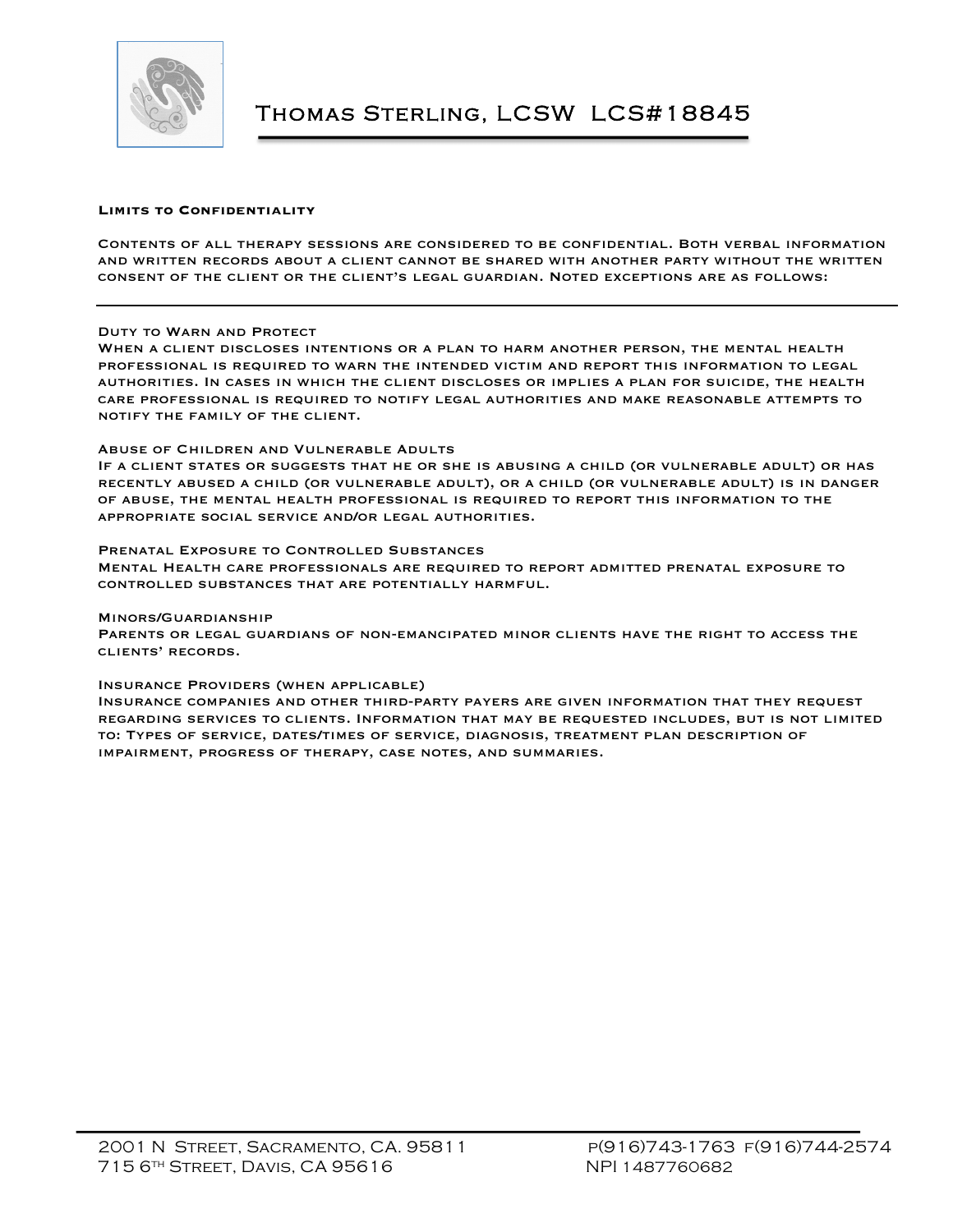# Thomas Sterling, LCSW LCS#18845

## Limits to Confidentiality

Contents of all therapy sessions are considered to be confidential. Both verbal information and written records about a client cannot be shared with another party without the written consent of the client or the client's legal guardian. Noted exceptions are as follows:

---

### Duty to Warn and Protect

When a client discloses intentions or a plan to harm another person, the mental health professional is required to warn the intended victim and report this information to legal authorities. In cases in which the client discloses or implies a plan for suicide, the health care professional is required to notify legal authorities and make reasonable attempts to notify the family of the client.

### Abuse of Children and Vulnerable Adults

If a client states or suggests that he or she is abusing a child (or vulnerable adult) or has recently abused a child (or vulnerable adult), or a child (or vulnerable adult) is in danger of abuse, the mental health professional is required to report this information to the appropriate social service and/or legal authorities.

### Prenatal Exposure to Controlled Substances

Mental Health care professionals are required to report admitted prenatal exposure to controlled substances that are potentially harmful.

### Minors/Guardianship

Parents or legal guardians of non-emancipated minor clients have the right to access the clients' records.

### Insurance Providers (when applicable)

Insurance companies and other third-party payers are given information that they request regarding services to clients. Information that may be requested includes, but is not limited to: Types of service, dates/times of service, diagnosis, treatment plan description of impairment, progress of therapy, case notes, and summaries.

---

2001 N Street, Sacramento, CA. 95811 p(916)743-1763 f(916)744-2574
715 6th Street, Davis, CA 95616 NPI 1487760682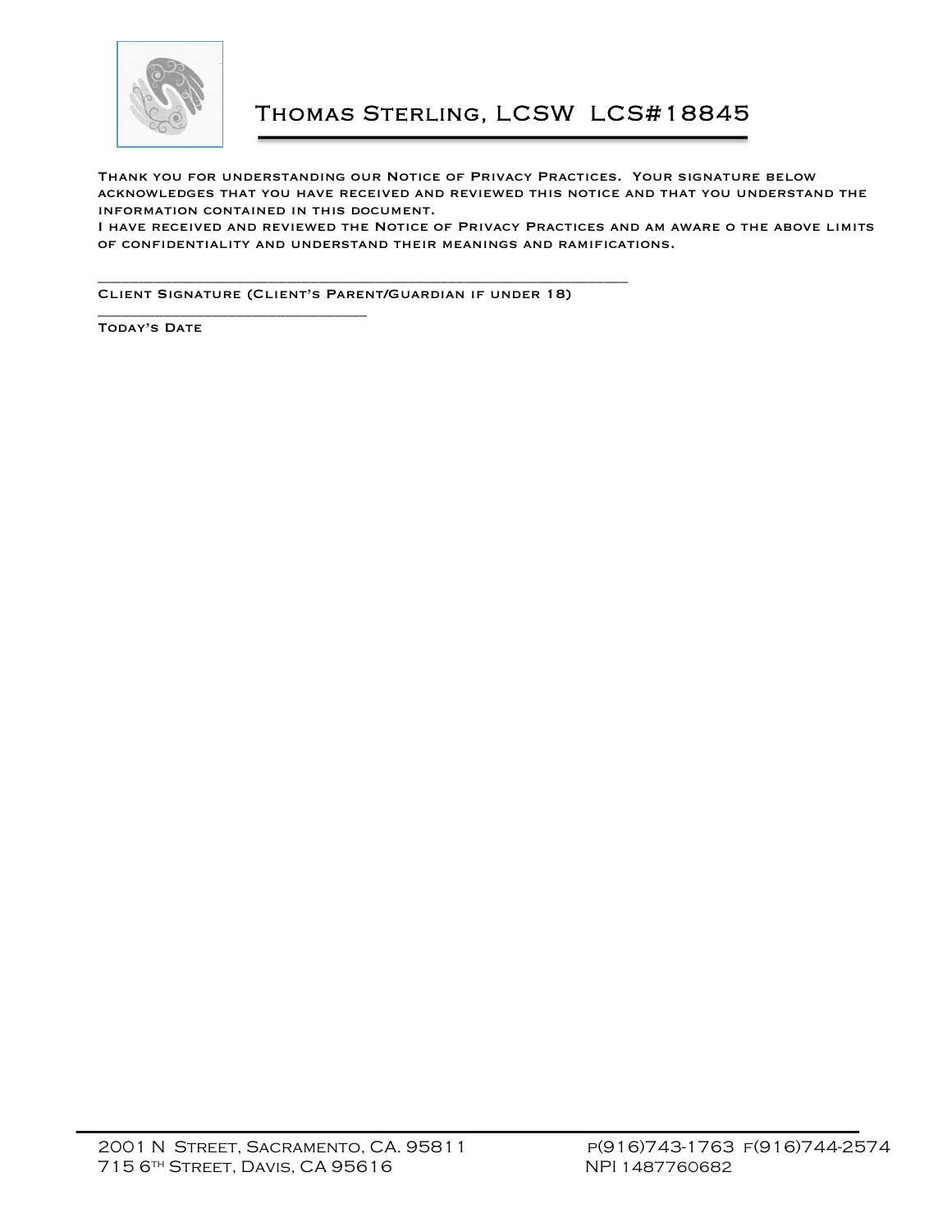# Thomas Sterling, LCSW LCS#18845

Thank you for understanding our Notice of Privacy Practices. Your signature below acknowledges that you have received and reviewed this notice and that you understand the information contained in this document.

I have received and reviewed the Notice of Privacy Practices and am aware o the above limits of confidentiality and understand their meanings and ramifications.

_______________________________________________

Client Signature (Client's Parent/Guardian if under 18)

________________________

Today's Date

2001 N Street, Sacramento, CA. 95811 p(916)743-1763 f(916)744-2574

715 6th Street, Davis, CA 95616 NPI 1487760682